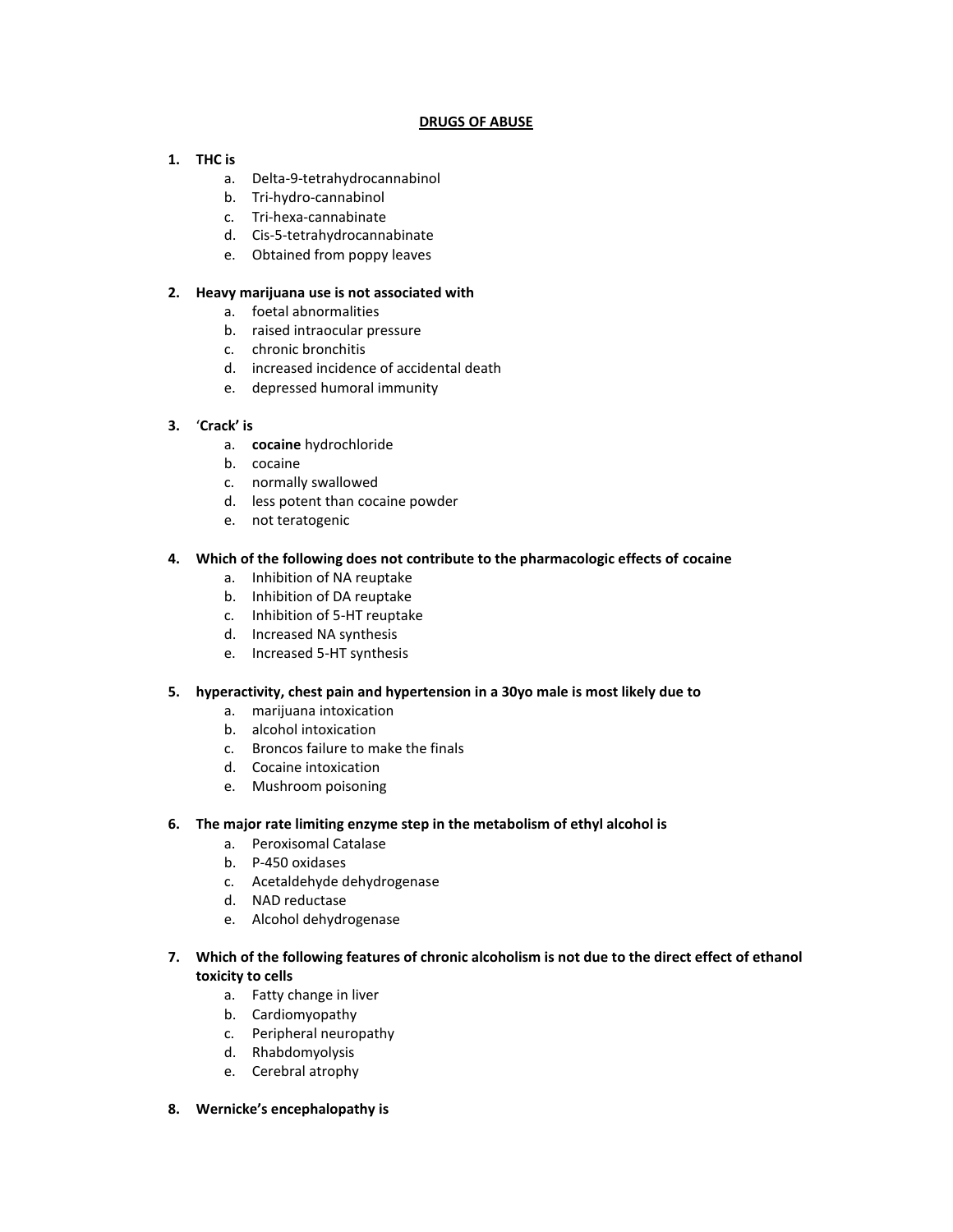# DRUGS OF ABUSE

1. **THC is**
    a. Delta-9-tetrahydrocannabinol
    b. Tri-hydro-cannabinol
    c. Tri-hexa-cannabinate
    d. Cis-5-tetrahydrocannabinate
    e. Obtained from poppy leaves

2. **Heavy marijuana use is not associated with**
    a. foetal abnormalities
    b. raised intraocular pressure
    c. chronic bronchitis
    d. increased incidence of accidental death
    e. depressed humoral immunity

3. **'Crack' is**
    a. **cocaine** hydrochloride
    b. cocaine
    c. normally swallowed
    d. less potent than cocaine powder
    e. not teratogenic

4. **Which of the following does not contribute to the pharmacologic effects of cocaine**
    a. Inhibition of NA reuptake
    b. Inhibition of DA reuptake
    c. Inhibition of 5-HT reuptake
    d. Increased NA synthesis
    e. Increased 5-HT synthesis

5. **hyperactivity, chest pain and hypertension in a 30yo male is most likely due to**
    a. marijuana intoxication
    b. alcohol intoxication
    c. Broncos failure to make the finals
    d. Cocaine intoxication
    e. Mushroom poisoning

6. **The major rate limiting enzyme step in the metabolism of ethyl alcohol is**
    a. Peroxisomal Catalase
    b. P-450 oxidases
    c. Acetaldehyde dehydrogenase
    d. NAD reductase
    e. Alcohol dehydrogenase

7. **Which of the following features of chronic alcoholism is not due to the direct effect of ethanol toxicity to cells**
    a. Fatty change in liver
    b. Cardiomyopathy
    c. Peripheral neuropathy
    d. Rhabdomyolysis
    e. Cerebral atrophy

8. **Wernicke's encephalopathy is**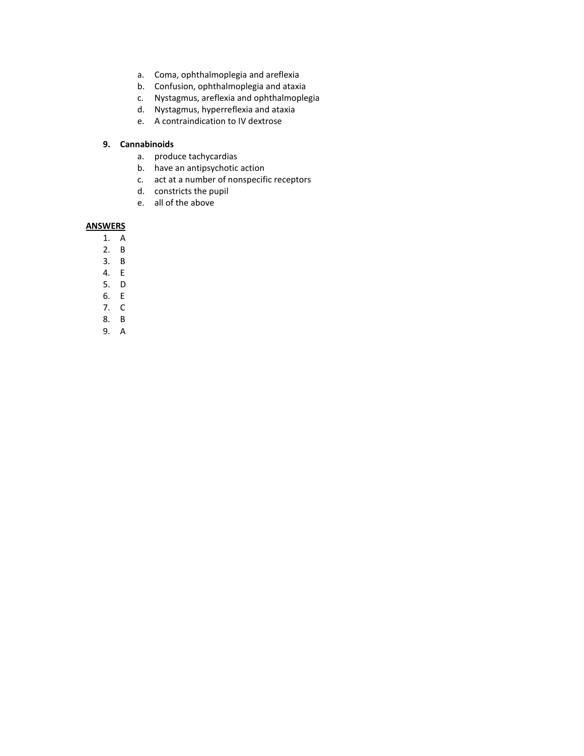a. Coma, ophthalmoplegia and areflexia
b. Confusion, ophthalmoplegia and ataxia
c. Nystagmus, areflexia and ophthalmoplegia
d. Nystagmus, hyperreflexia and ataxia
e. A contraindication to IV dextrose

**9. Cannabinoids**

a. produce tachycardias
b. have an antipsychotic action
c. act at a number of nonspecific receptors
d. constricts the pupil
e. all of the above

**ANSWERS**

1. A
2. B
3. B
4. E
5. D
6. E
7. C
8. B
9. A